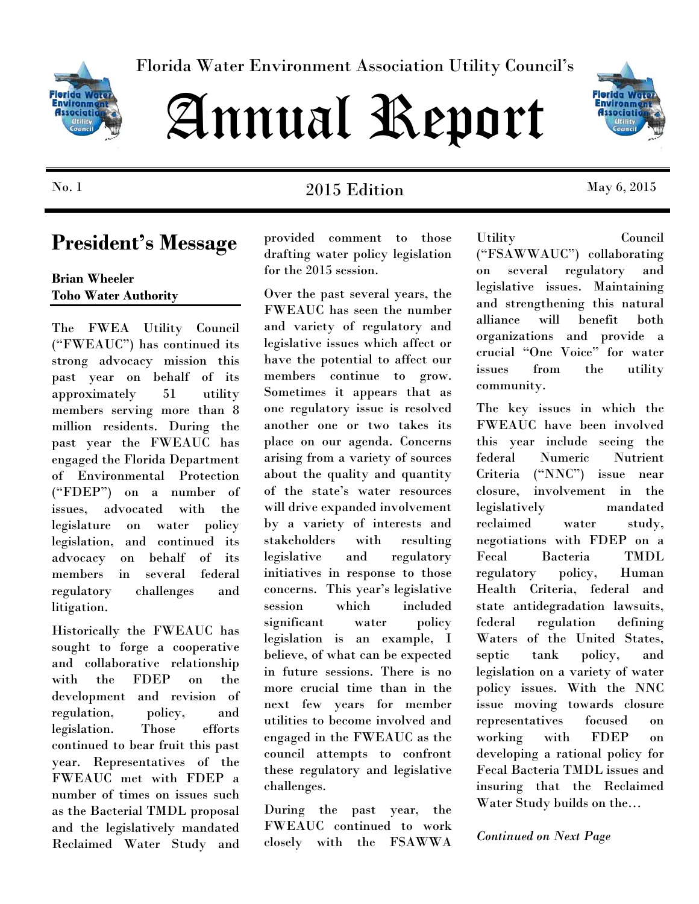Florida Water Environment Association Utility Council's

# Annual Report

No. 1 | 2015 Edition | May 6, 2015

## President's Message

**Brian Wheeler**
**Toho Water Authority**

The FWEA Utility Council ("FWEAUC") has continued its strong advocacy mission this past year on behalf of its approximately 51 utility members serving more than 8 million residents. During the past year the FWEAUC has engaged the Florida Department of Environmental Protection ("FDEP") on a number of issues, advocated with the legislature on water policy legislation, and continued its advocacy on behalf of its members in several federal regulatory challenges and litigation.

Historically the FWEAUC has sought to forge a cooperative and collaborative relationship with the FDEP on the development and revision of regulation, policy, and legislation. Those efforts continued to bear fruit this past year. Representatives of the FWEAUC met with FDEP a number of times on issues such as the Bacterial TMDL proposal and the legislatively mandated Reclaimed Water Study and provided comment to those drafting water policy legislation for the 2015 session.

Over the past several years, the FWEAUC has seen the number and variety of regulatory and legislative issues which affect or have the potential to affect our members continue to grow. Sometimes it appears that as one regulatory issue is resolved another one or two takes its place on our agenda. Concerns arising from a variety of sources about the quality and quantity of the state's water resources will drive expanded involvement by a variety of interests and stakeholders with resulting legislative and regulatory initiatives in response to those concerns. This year's legislative session which included significant water policy legislation is an example, I believe, of what can be expected in future sessions. There is no more crucial time than in the next few years for member utilities to become involved and engaged in the FWEAUC as the council attempts to confront these regulatory and legislative challenges.

During the past year, the FWEAUC continued to work closely with the FSAWWA Utility Council ("FSAWWAUC") collaborating on several regulatory and legislative issues. Maintaining and strengthening this natural alliance will benefit both organizations and provide a crucial "One Voice" for water issues from the utility community.

The key issues in which the FWEAUC have been involved this year include seeing the federal Numeric Nutrient Criteria ("NNC") issue near closure, involvement in the legislatively mandated reclaimed water study, negotiations with FDEP on a Fecal Bacteria TMDL regulatory policy, Human Health Criteria, federal and state antidegradation lawsuits, federal regulation defining Waters of the United States, septic tank policy, and legislation on a variety of water policy issues. With the NNC issue moving towards closure representatives focused on working with FDEP on developing a rational policy for Fecal Bacteria TMDL issues and insuring that the Reclaimed Water Study builds on the…

*Continued on Next Page*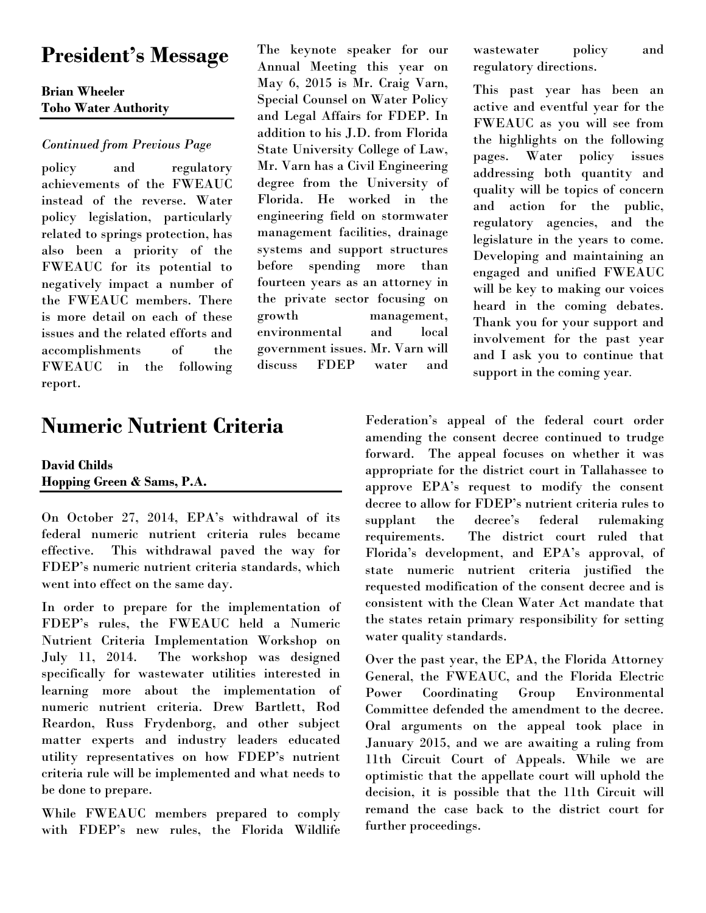## President's Message

**Brian Wheeler**
**Toho Water Authority**

*Continued from Previous Page*

policy and regulatory achievements of the FWEAUC instead of the reverse. Water policy legislation, particularly related to springs protection, has also been a priority of the FWEAUC for its potential to negatively impact a number of the FWEAUC members. There is more detail on each of these issues and the related efforts and accomplishments of the FWEAUC in the following report.

The keynote speaker for our Annual Meeting this year on May 6, 2015 is Mr. Craig Varn, Special Counsel on Water Policy and Legal Affairs for FDEP. In addition to his J.D. from Florida State University College of Law, Mr. Varn has a Civil Engineering degree from the University of Florida. He worked in the engineering field on stormwater management facilities, drainage systems and support structures before spending more than fourteen years as an attorney in the private sector focusing on growth management, environmental and local government issues. Mr. Varn will discuss FDEP water and wastewater policy and regulatory directions.

This past year has been an active and eventful year for the FWEAUC as you will see from the highlights on the following pages. Water policy issues addressing both quantity and quality will be topics of concern and action for the public, regulatory agencies, and the legislature in the years to come. Developing and maintaining an engaged and unified FWEAUC will be key to making our voices heard in the coming debates. Thank you for your support and involvement for the past year and I ask you to continue that support in the coming year.

## Numeric Nutrient Criteria

**David Childs**
**Hopping Green & Sams, P.A.**

On October 27, 2014, EPA's withdrawal of its federal numeric nutrient criteria rules became effective. This withdrawal paved the way for FDEP's numeric nutrient criteria standards, which went into effect on the same day.

In order to prepare for the implementation of FDEP's rules, the FWEAUC held a Numeric Nutrient Criteria Implementation Workshop on July 11, 2014. The workshop was designed specifically for wastewater utilities interested in learning more about the implementation of numeric nutrient criteria. Drew Bartlett, Rod Reardon, Russ Frydenborg, and other subject matter experts and industry leaders educated utility representatives on how FDEP's nutrient criteria rule will be implemented and what needs to be done to prepare.

While FWEAUC members prepared to comply with FDEP's new rules, the Florida Wildlife Federation's appeal of the federal court order amending the consent decree continued to trudge forward. The appeal focuses on whether it was appropriate for the district court in Tallahassee to approve EPA's request to modify the consent decree to allow for FDEP's nutrient criteria rules to supplant the decree's federal rulemaking requirements. The district court ruled that Florida's development, and EPA's approval, of state numeric nutrient criteria justified the requested modification of the consent decree and is consistent with the Clean Water Act mandate that the states retain primary responsibility for setting water quality standards.

Over the past year, the EPA, the Florida Attorney General, the FWEAUC, and the Florida Electric Power Coordinating Group Environmental Committee defended the amendment to the decree. Oral arguments on the appeal took place in January 2015, and we are awaiting a ruling from 11th Circuit Court of Appeals. While we are optimistic that the appellate court will uphold the decision, it is possible that the 11th Circuit will remand the case back to the district court for further proceedings.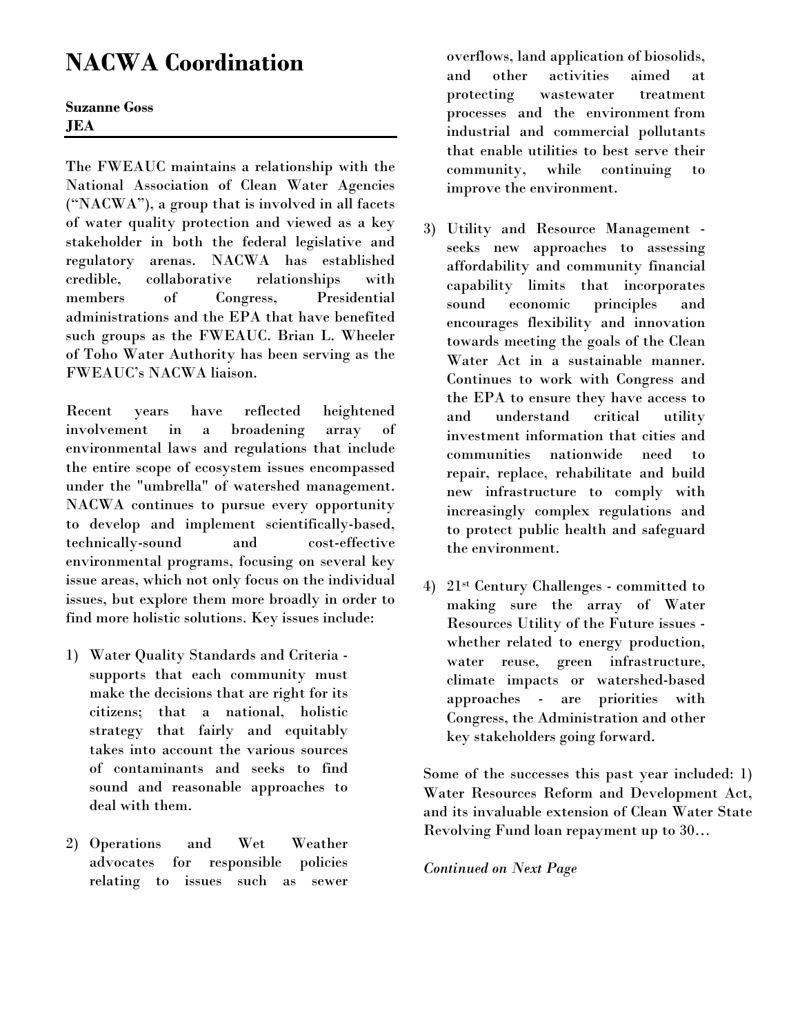# NACWA Coordination

**Suzanne Goss**
**JEA**

The FWEAUC maintains a relationship with the National Association of Clean Water Agencies ("NACWA"), a group that is involved in all facets of water quality protection and viewed as a key stakeholder in both the federal legislative and regulatory arenas. NACWA has established credible, collaborative relationships with members of Congress, Presidential administrations and the EPA that have benefited such groups as the FWEAUC. Brian L. Wheeler of Toho Water Authority has been serving as the FWEAUC's NACWA liaison.

Recent years have reflected heightened involvement in a broadening array of environmental laws and regulations that include the entire scope of ecosystem issues encompassed under the "umbrella" of watershed management. NACWA continues to pursue every opportunity to develop and implement scientifically-based, technically-sound and cost-effective environmental programs, focusing on several key issue areas, which not only focus on the individual issues, but explore them more broadly in order to find more holistic solutions. Key issues include:

1) Water Quality Standards and Criteria - supports that each community must make the decisions that are right for its citizens; that a national, holistic strategy that fairly and equitably takes into account the various sources of contaminants and seeks to find sound and reasonable approaches to deal with them.

2) Operations and Wet Weather advocates for responsible policies relating to issues such as sewer overflows, land application of biosolids, and other activities aimed at protecting wastewater treatment processes and the environment from industrial and commercial pollutants that enable utilities to best serve their community, while continuing to improve the environment.

3) Utility and Resource Management - seeks new approaches to assessing affordability and community financial capability limits that incorporates sound economic principles and encourages flexibility and innovation towards meeting the goals of the Clean Water Act in a sustainable manner. Continues to work with Congress and the EPA to ensure they have access to and understand critical utility investment information that cities and communities nationwide need to repair, replace, rehabilitate and build new infrastructure to comply with increasingly complex regulations and to protect public health and safeguard the environment.

4) 21st Century Challenges - committed to making sure the array of Water Resources Utility of the Future issues - whether related to energy production, water reuse, green infrastructure, climate impacts or watershed-based approaches - are priorities with Congress, the Administration and other key stakeholders going forward.

Some of the successes this past year included: 1) Water Resources Reform and Development Act, and its invaluable extension of Clean Water State Revolving Fund loan repayment up to 30…

*Continued on Next Page*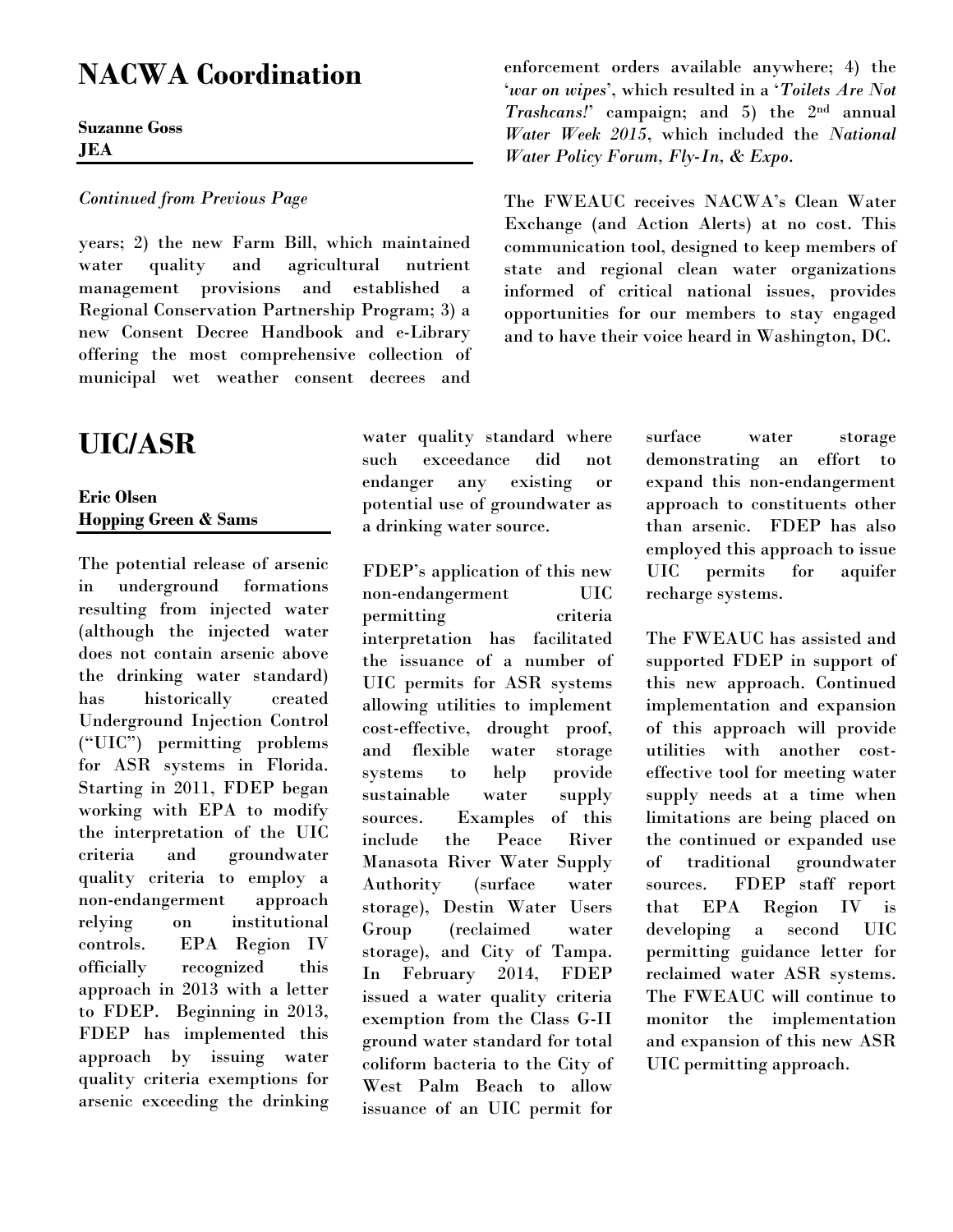## NACWA Coordination

**Suzanne Goss**
**JEA**

*Continued from Previous Page*

years; 2) the new Farm Bill, which maintained water quality and agricultural nutrient management provisions and established a Regional Conservation Partnership Program; 3) a new Consent Decree Handbook and e-Library offering the most comprehensive collection of municipal wet weather consent decrees and enforcement orders available anywhere; 4) the '*war on wipes*', which resulted in a '*Toilets Are Not Trashcans!*' campaign; and 5) the 2nd annual *Water Week 2015*, which included the *National Water Policy Forum, Fly-In, & Expo*.

The FWEAUC receives NACWA's Clean Water Exchange (and Action Alerts) at no cost. This communication tool, designed to keep members of state and regional clean water organizations informed of critical national issues, provides opportunities for our members to stay engaged and to have their voice heard in Washington, DC.

## UIC/ASR

**Eric Olsen**
**Hopping Green & Sams**

The potential release of arsenic in underground formations resulting from injected water (although the injected water does not contain arsenic above the drinking water standard) has historically created Underground Injection Control ("UIC") permitting problems for ASR systems in Florida. Starting in 2011, FDEP began working with EPA to modify the interpretation of the UIC criteria and groundwater quality criteria to employ a non-endangerment approach relying on institutional controls. EPA Region IV officially recognized this approach in 2013 with a letter to FDEP. Beginning in 2013, FDEP has implemented this approach by issuing water quality criteria exemptions for arsenic exceeding the drinking water quality standard where such exceedance did not endanger any existing or potential use of groundwater as a drinking water source.

FDEP's application of this new non-endangerment UIC permitting criteria interpretation has facilitated the issuance of a number of UIC permits for ASR systems allowing utilities to implement cost-effective, drought proof, and flexible water storage systems to help provide sustainable water supply sources. Examples of this include the Peace River Manasota River Water Supply Authority (surface water storage), Destin Water Users Group (reclaimed water storage), and City of Tampa. In February 2014, FDEP issued a water quality criteria exemption from the Class G-II ground water standard for total coliform bacteria to the City of West Palm Beach to allow issuance of an UIC permit for surface water storage demonstrating an effort to expand this non-endangerment approach to constituents other than arsenic. FDEP has also employed this approach to issue UIC permits for aquifer recharge systems.

The FWEAUC has assisted and supported FDEP in support of this new approach. Continued implementation and expansion of this approach will provide utilities with another cost-effective tool for meeting water supply needs at a time when limitations are being placed on the continued or expanded use of traditional groundwater sources. FDEP staff report that EPA Region IV is developing a second UIC permitting guidance letter for reclaimed water ASR systems. The FWEAUC will continue to monitor the implementation and expansion of this new ASR UIC permitting approach.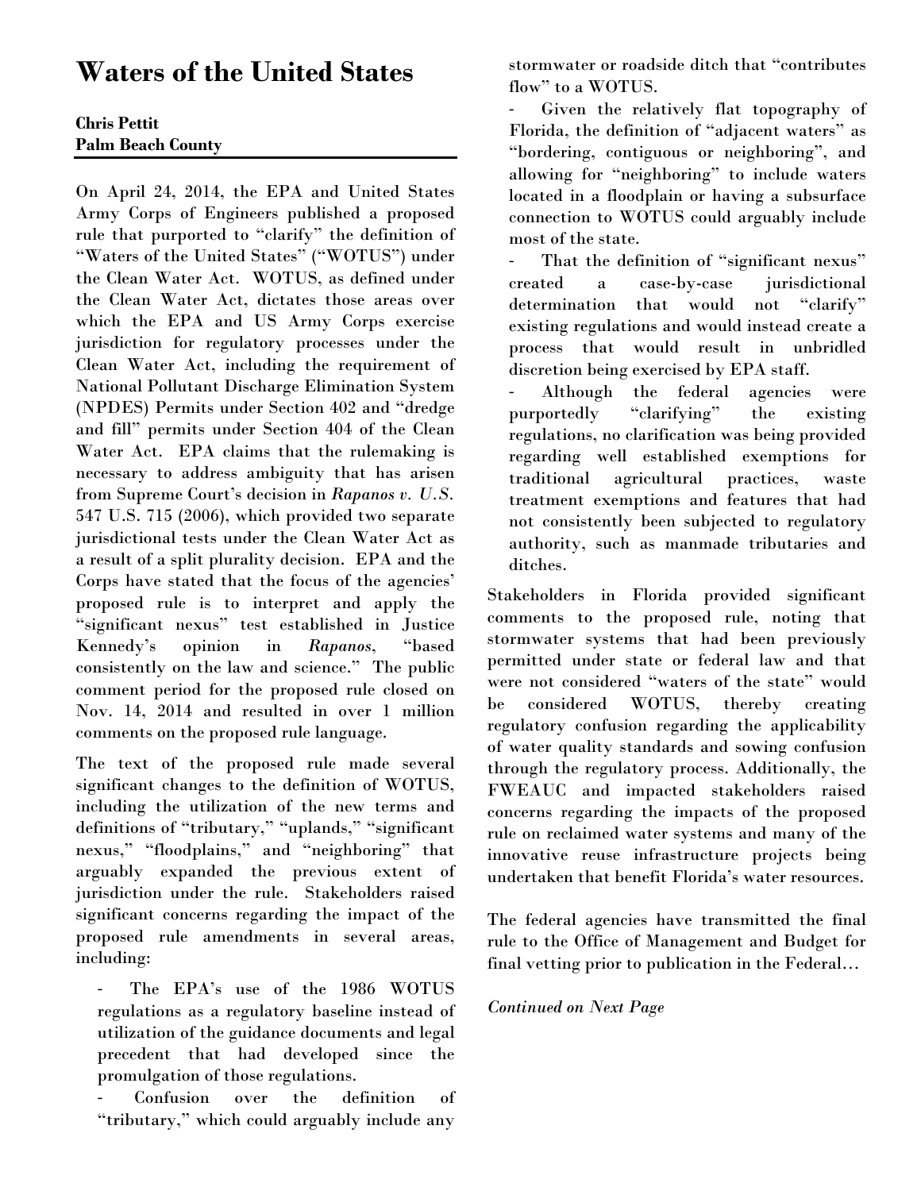# Waters of the United States

**Chris Pettit**
**Palm Beach County**

On April 24, 2014, the EPA and United States Army Corps of Engineers published a proposed rule that purported to "clarify" the definition of "Waters of the United States" ("WOTUS") under the Clean Water Act. WOTUS, as defined under the Clean Water Act, dictates those areas over which the EPA and US Army Corps exercise jurisdiction for regulatory processes under the Clean Water Act, including the requirement of National Pollutant Discharge Elimination System (NPDES) Permits under Section 402 and "dredge and fill" permits under Section 404 of the Clean Water Act. EPA claims that the rulemaking is necessary to address ambiguity that has arisen from Supreme Court's decision in *Rapanos v. U.S.* 547 U.S. 715 (2006), which provided two separate jurisdictional tests under the Clean Water Act as a result of a split plurality decision. EPA and the Corps have stated that the focus of the agencies' proposed rule is to interpret and apply the "significant nexus" test established in Justice Kennedy's opinion in *Rapanos*, "based consistently on the law and science." The public comment period for the proposed rule closed on Nov. 14, 2014 and resulted in over 1 million comments on the proposed rule language.

The text of the proposed rule made several significant changes to the definition of WOTUS, including the utilization of the new terms and definitions of "tributary," "uplands," "significant nexus," "floodplains," and "neighboring" that arguably expanded the previous extent of jurisdiction under the rule. Stakeholders raised significant concerns regarding the impact of the proposed rule amendments in several areas, including:

- The EPA's use of the 1986 WOTUS regulations as a regulatory baseline instead of utilization of the guidance documents and legal precedent that had developed since the promulgation of those regulations.
- Confusion over the definition of "tributary," which could arguably include any stormwater or roadside ditch that "contributes flow" to a WOTUS.
- Given the relatively flat topography of Florida, the definition of "adjacent waters" as "bordering, contiguous or neighboring", and allowing for "neighboring" to include waters located in a floodplain or having a subsurface connection to WOTUS could arguably include most of the state.
- That the definition of "significant nexus" created a case-by-case jurisdictional determination that would not "clarify" existing regulations and would instead create a process that would result in unbridled discretion being exercised by EPA staff.
- Although the federal agencies were purportedly "clarifying" the existing regulations, no clarification was being provided regarding well established exemptions for traditional agricultural practices, waste treatment exemptions and features that had not consistently been subjected to regulatory authority, such as manmade tributaries and ditches.

Stakeholders in Florida provided significant comments to the proposed rule, noting that stormwater systems that had been previously permitted under state or federal law and that were not considered "waters of the state" would be considered WOTUS, thereby creating regulatory confusion regarding the applicability of water quality standards and sowing confusion through the regulatory process. Additionally, the FWEAUC and impacted stakeholders raised concerns regarding the impacts of the proposed rule on reclaimed water systems and many of the innovative reuse infrastructure projects being undertaken that benefit Florida's water resources.

The federal agencies have transmitted the final rule to the Office of Management and Budget for final vetting prior to publication in the Federal…

*Continued on Next Page*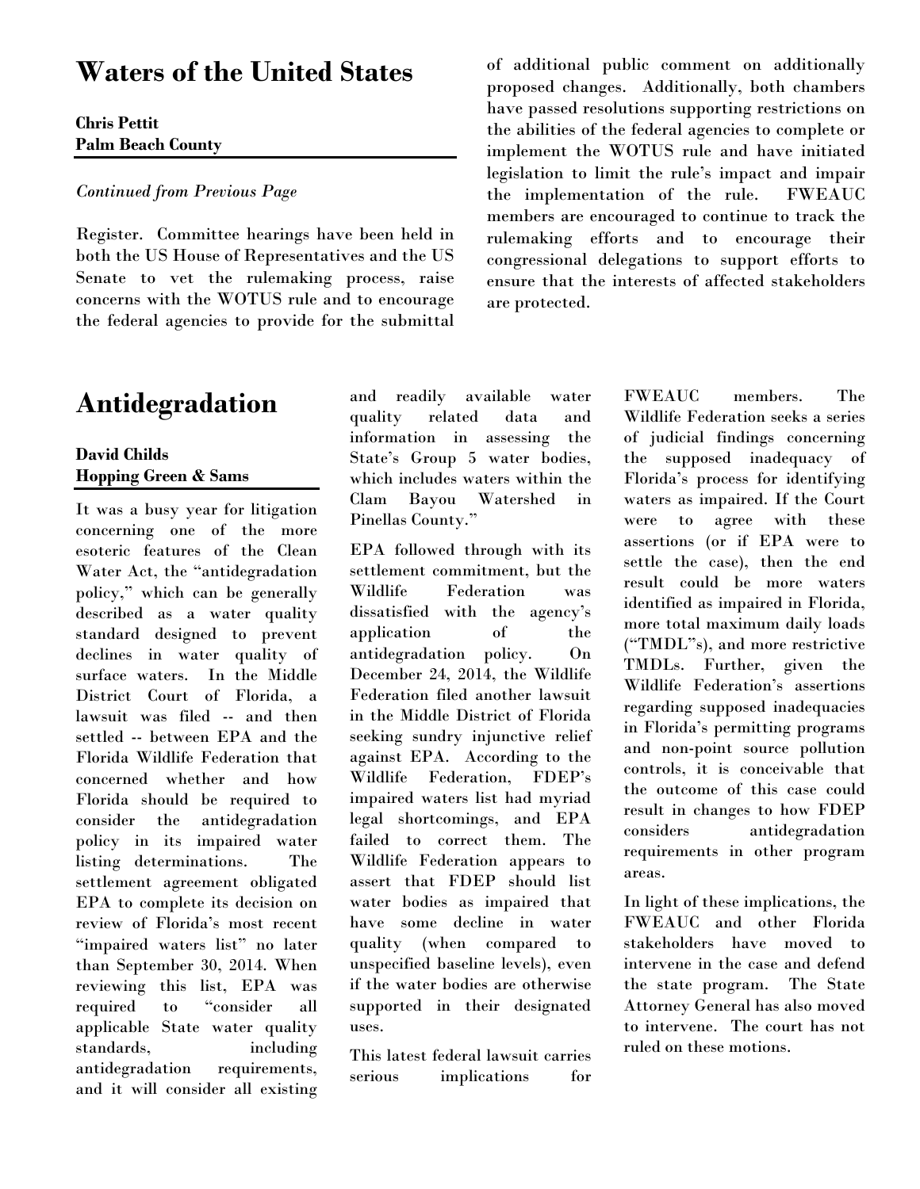## Waters of the United States

**Chris Pettit**
**Palm Beach County**

*Continued from Previous Page*

Register. Committee hearings have been held in both the US House of Representatives and the US Senate to vet the rulemaking process, raise concerns with the WOTUS rule and to encourage the federal agencies to provide for the submittal of additional public comment on additionally proposed changes. Additionally, both chambers have passed resolutions supporting restrictions on the abilities of the federal agencies to complete or implement the WOTUS rule and have initiated legislation to limit the rule's impact and impair the implementation of the rule. FWEAUC members are encouraged to continue to track the rulemaking efforts and to encourage their congressional delegations to support efforts to ensure that the interests of affected stakeholders are protected.

## Antidegradation

**David Childs**
**Hopping Green & Sams**

It was a busy year for litigation concerning one of the more esoteric features of the Clean Water Act, the "antidegradation policy," which can be generally described as a water quality standard designed to prevent declines in water quality of surface waters. In the Middle District Court of Florida, a lawsuit was filed -- and then settled -- between EPA and the Florida Wildlife Federation that concerned whether and how Florida should be required to consider the antidegradation policy in its impaired water listing determinations. The settlement agreement obligated EPA to complete its decision on review of Florida's most recent "impaired waters list" no later than September 30, 2014. When reviewing this list, EPA was required to "consider all applicable State water quality standards, including antidegradation requirements, and it will consider all existing and readily available water quality related data and information in assessing the State's Group 5 water bodies, which includes waters within the Clam Bayou Watershed in Pinellas County."

EPA followed through with its settlement commitment, but the Wildlife Federation was dissatisfied with the agency's application of the antidegradation policy. On December 24, 2014, the Wildlife Federation filed another lawsuit in the Middle District of Florida seeking sundry injunctive relief against EPA. According to the Wildlife Federation, FDEP's impaired waters list had myriad legal shortcomings, and EPA failed to correct them. The Wildlife Federation appears to assert that FDEP should list water bodies as impaired that have some decline in water quality (when compared to unspecified baseline levels), even if the water bodies are otherwise supported in their designated uses.

This latest federal lawsuit carries serious implications for FWEAUC members. The Wildlife Federation seeks a series of judicial findings concerning the supposed inadequacy of Florida's process for identifying waters as impaired. If the Court were to agree with these assertions (or if EPA were to settle the case), then the end result could be more waters identified as impaired in Florida, more total maximum daily loads ("TMDL"s), and more restrictive TMDLs. Further, given the Wildlife Federation's assertions regarding supposed inadequacies in Florida's permitting programs and non-point source pollution controls, it is conceivable that the outcome of this case could result in changes to how FDEP considers antidegradation requirements in other program areas.

In light of these implications, the FWEAUC and other Florida stakeholders have moved to intervene in the case and defend the state program. The State Attorney General has also moved to intervene. The court has not ruled on these motions.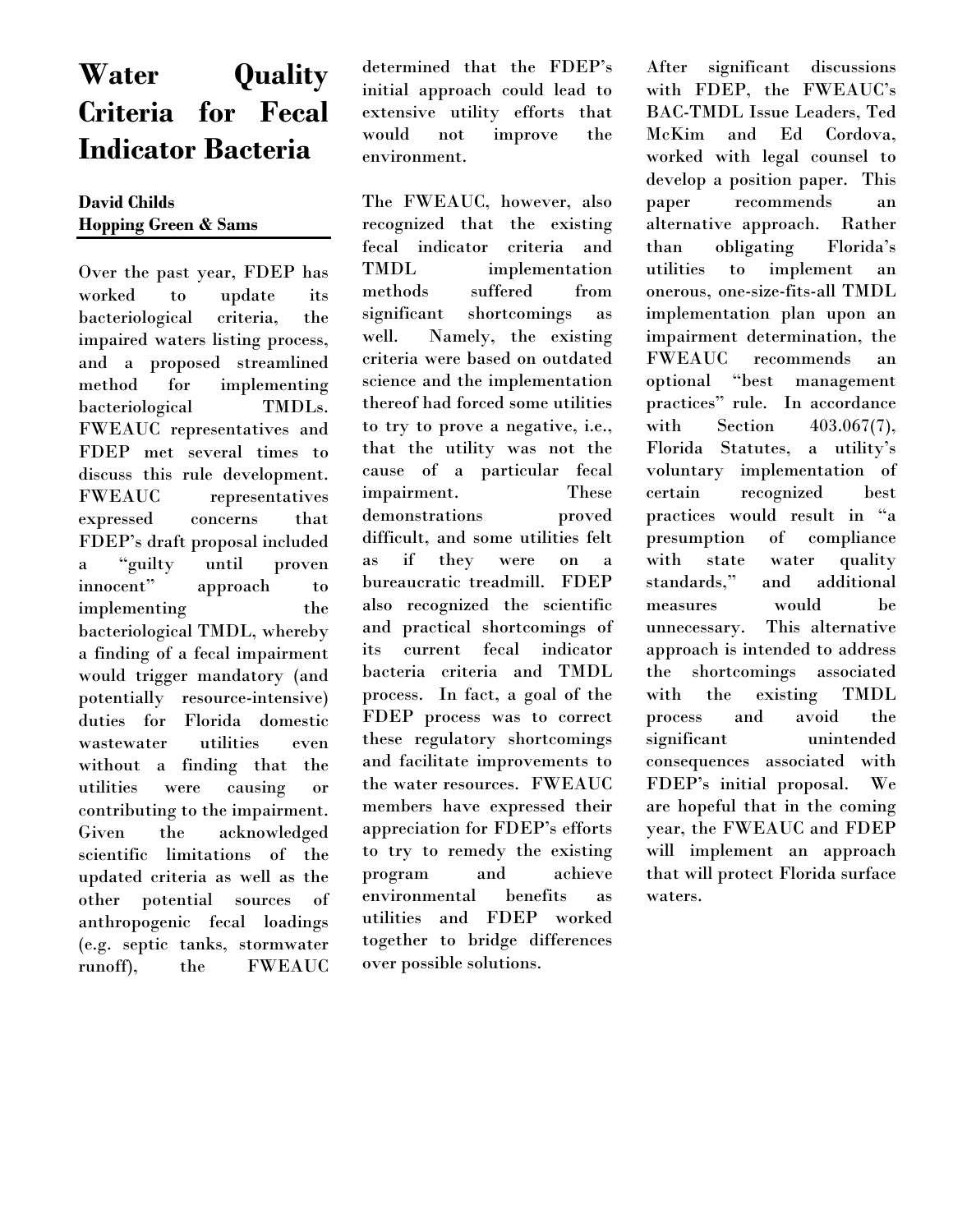# Water Quality Criteria for Fecal Indicator Bacteria

**David Childs**
**Hopping Green & Sams**

Over the past year, FDEP has worked to update its bacteriological criteria, the impaired waters listing process, and a proposed streamlined method for implementing bacteriological TMDLs. FWEAUC representatives and FDEP met several times to discuss this rule development. FWEAUC representatives expressed concerns that FDEP's draft proposal included a "guilty until proven innocent" approach to implementing the bacteriological TMDL, whereby a finding of a fecal impairment would trigger mandatory (and potentially resource-intensive) duties for Florida domestic wastewater utilities even without a finding that the utilities were causing or contributing to the impairment. Given the acknowledged scientific limitations of the updated criteria as well as the other potential sources of anthropogenic fecal loadings (e.g. septic tanks, stormwater runoff), the FWEAUC determined that the FDEP's initial approach could lead to extensive utility efforts that would not improve the environment.

The FWEAUC, however, also recognized that the existing fecal indicator criteria and TMDL implementation methods suffered from significant shortcomings as well. Namely, the existing criteria were based on outdated science and the implementation thereof had forced some utilities to try to prove a negative, i.e., that the utility was not the cause of a particular fecal impairment. These demonstrations proved difficult, and some utilities felt as if they were on a bureaucratic treadmill. FDEP also recognized the scientific and practical shortcomings of its current fecal indicator bacteria criteria and TMDL process. In fact, a goal of the FDEP process was to correct these regulatory shortcomings and facilitate improvements to the water resources. FWEAUC members have expressed their appreciation for FDEP's efforts to try to remedy the existing program and achieve environmental benefits as utilities and FDEP worked together to bridge differences over possible solutions.

After significant discussions with FDEP, the FWEAUC's BAC-TMDL Issue Leaders, Ted McKim and Ed Cordova, worked with legal counsel to develop a position paper. This paper recommends an alternative approach. Rather than obligating Florida's utilities to implement an onerous, one-size-fits-all TMDL implementation plan upon an impairment determination, the FWEAUC recommends an optional "best management practices" rule. In accordance with Section 403.067(7), Florida Statutes, a utility's voluntary implementation of certain recognized best practices would result in "a presumption of compliance with state water quality standards," and additional measures would be unnecessary. This alternative approach is intended to address the shortcomings associated with the existing TMDL process and avoid the significant unintended consequences associated with FDEP's initial proposal. We are hopeful that in the coming year, the FWEAUC and FDEP will implement an approach that will protect Florida surface waters.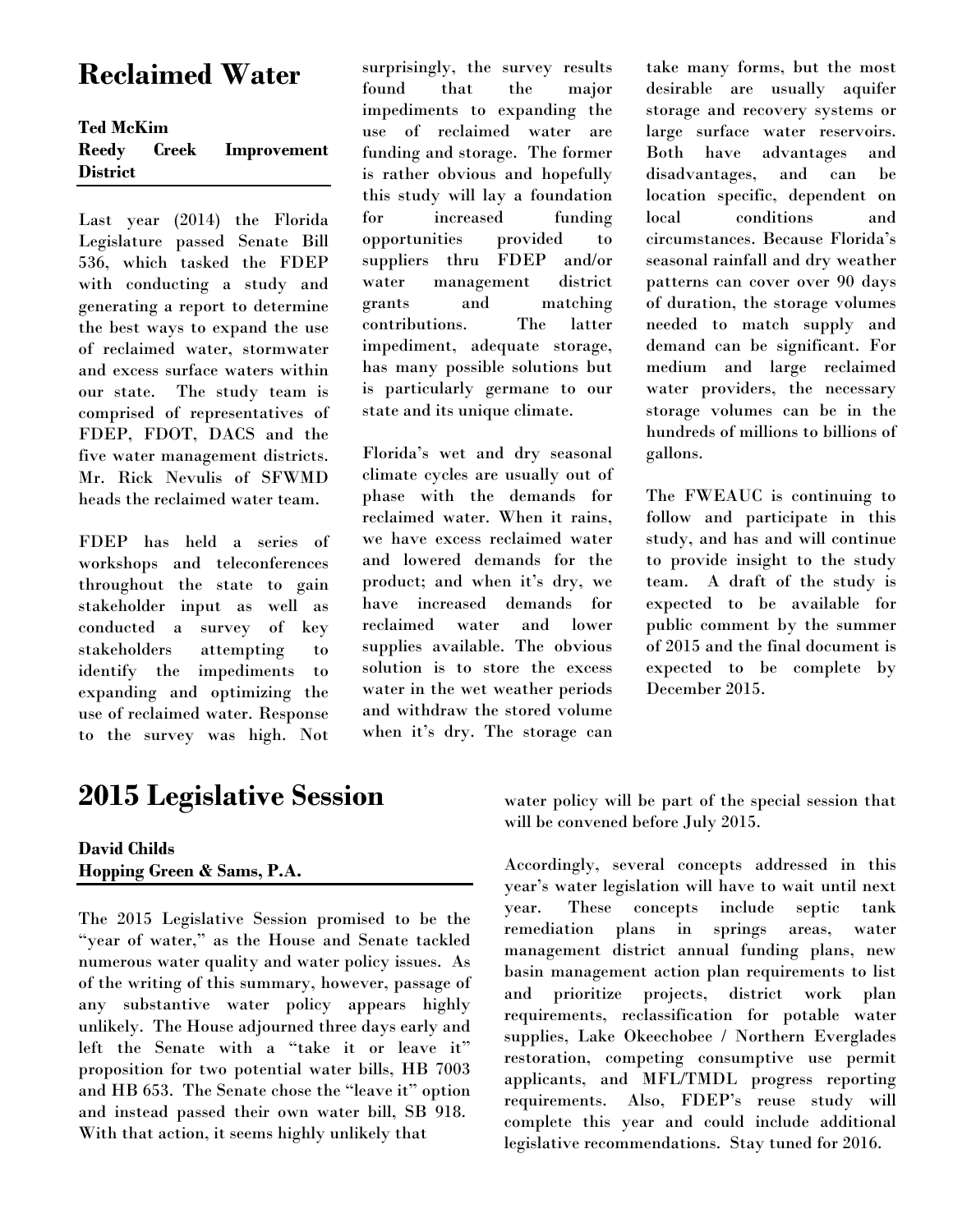# Reclaimed Water

**Ted McKim**
**Reedy Creek Improvement District**

Last year (2014) the Florida Legislature passed Senate Bill 536, which tasked the FDEP with conducting a study and generating a report to determine the best ways to expand the use of reclaimed water, stormwater and excess surface waters within our state. The study team is comprised of representatives of FDEP, FDOT, DACS and the five water management districts. Mr. Rick Nevulis of SFWMD heads the reclaimed water team.

FDEP has held a series of workshops and teleconferences throughout the state to gain stakeholder input as well as conducted a survey of key stakeholders attempting to identify the impediments to expanding and optimizing the use of reclaimed water. Response to the survey was high. Not surprisingly, the survey results found that the major impediments to expanding the use of reclaimed water are funding and storage. The former is rather obvious and hopefully this study will lay a foundation for increased funding opportunities provided to suppliers thru FDEP and/or water management district grants and matching contributions. The latter impediment, adequate storage, has many possible solutions but is particularly germane to our state and its unique climate.

Florida's wet and dry seasonal climate cycles are usually out of phase with the demands for reclaimed water. When it rains, we have excess reclaimed water and lowered demands for the product; and when it's dry, we have increased demands for reclaimed water and lower supplies available. The obvious solution is to store the excess water in the wet weather periods and withdraw the stored volume when it's dry. The storage can take many forms, but the most desirable are usually aquifer storage and recovery systems or large surface water reservoirs. Both have advantages and disadvantages, and can be location specific, dependent on local conditions and circumstances. Because Florida's seasonal rainfall and dry weather patterns can cover over 90 days of duration, the storage volumes needed to match supply and demand can be significant. For medium and large reclaimed water providers, the necessary storage volumes can be in the hundreds of millions to billions of gallons.

The FWEAUC is continuing to follow and participate in this study, and has and will continue to provide insight to the study team. A draft of the study is expected to be available for public comment by the summer of 2015 and the final document is expected to be complete by December 2015.

# 2015 Legislative Session

**David Childs**
**Hopping Green & Sams, P.A.**

The 2015 Legislative Session promised to be the "year of water," as the House and Senate tackled numerous water quality and water policy issues. As of the writing of this summary, however, passage of any substantive water policy appears highly unlikely. The House adjourned three days early and left the Senate with a "take it or leave it" proposition for two potential water bills, HB 7003 and HB 653. The Senate chose the "leave it" option and instead passed their own water bill, SB 918. With that action, it seems highly unlikely that water policy will be part of the special session that will be convened before July 2015.

Accordingly, several concepts addressed in this year's water legislation will have to wait until next year. These concepts include septic tank remediation plans in springs areas, water management district annual funding plans, new basin management action plan requirements to list and prioritize projects, district work plan requirements, reclassification for potable water supplies, Lake Okeechobee / Northern Everglades restoration, competing consumptive use permit applicants, and MFL/TMDL progress reporting requirements. Also, FDEP's reuse study will complete this year and could include additional legislative recommendations. Stay tuned for 2016.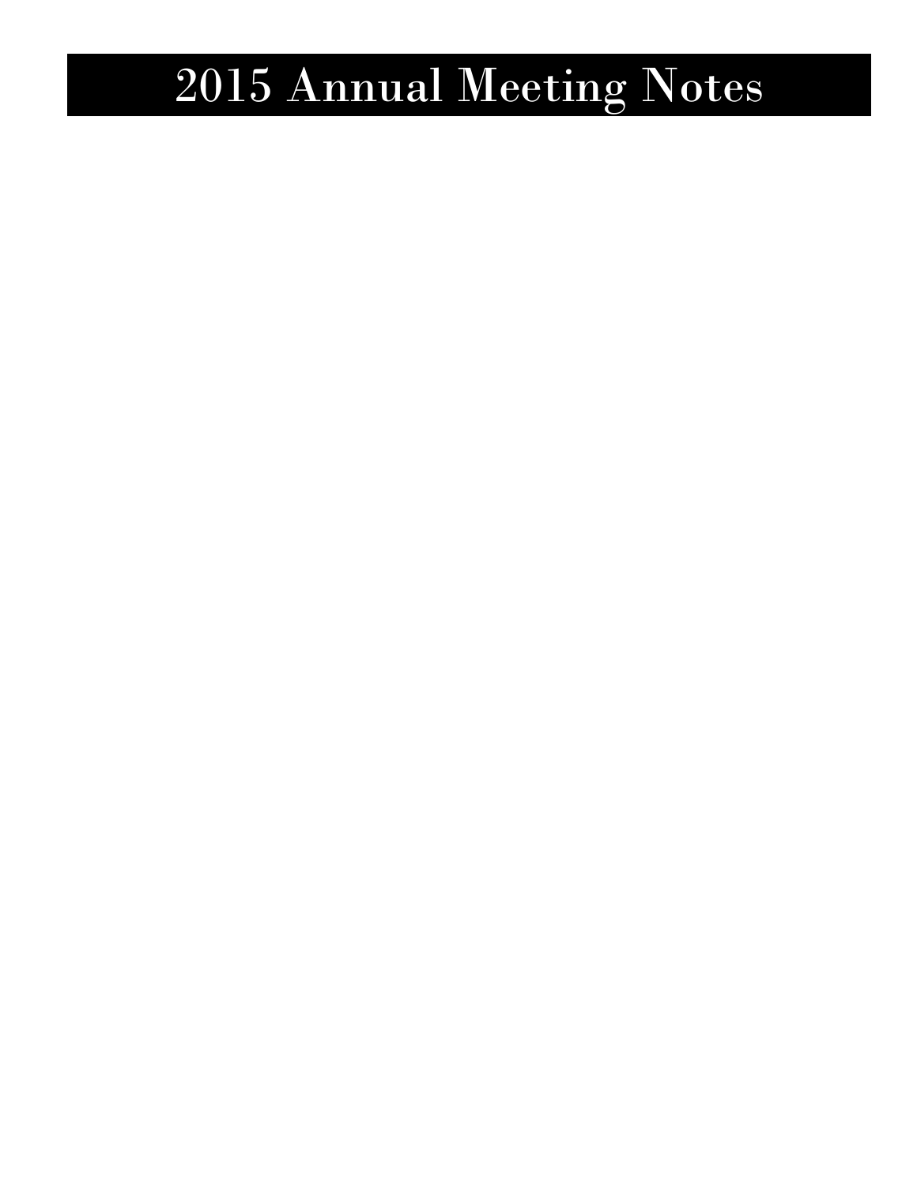# 2015 Annual Meeting Notes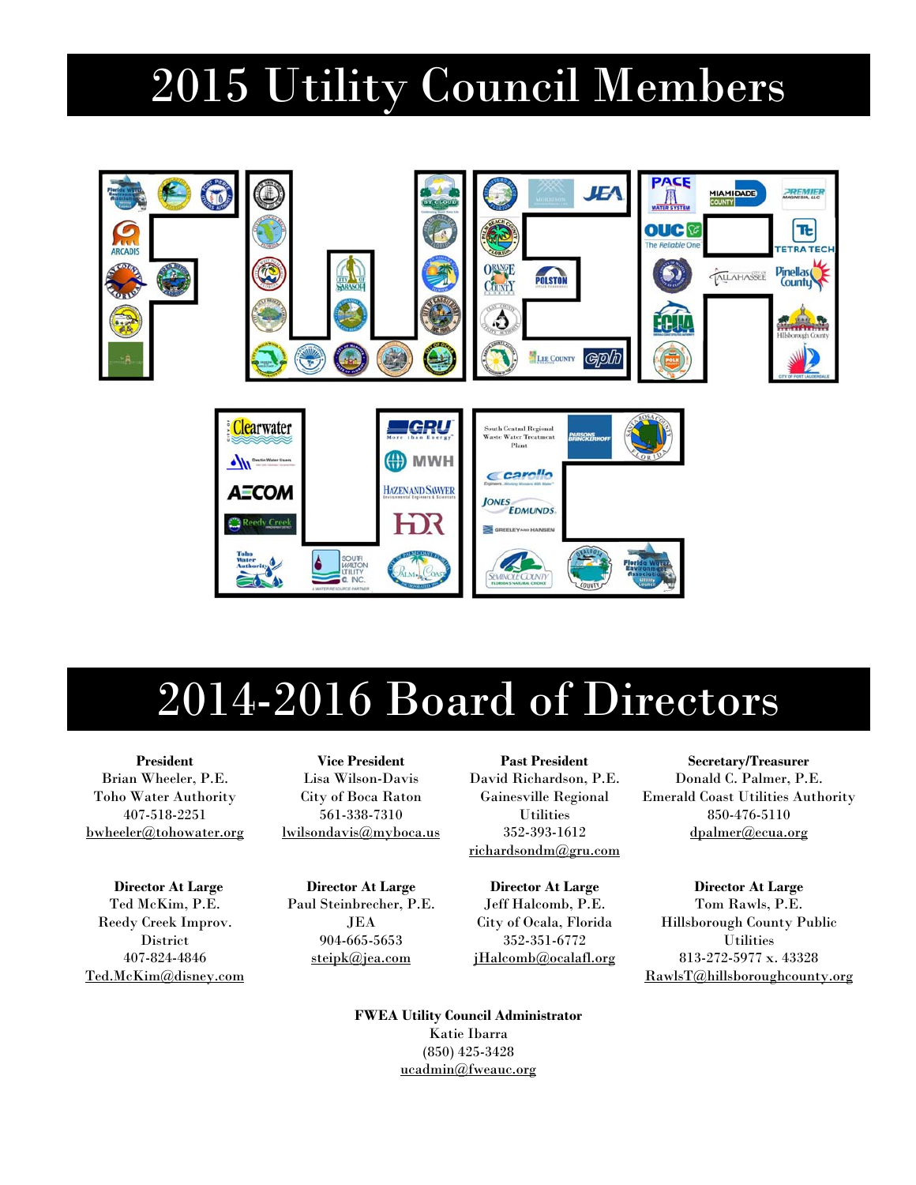# 2015 Utility Council Members

# 2014-2016 Board of Directors

**President**
Brian Wheeler, P.E.
Toho Water Authority
407-518-2251
bwheeler@tohowater.org

**Vice President**
Lisa Wilson-Davis
City of Boca Raton
561-338-7310
lwilsondavis@myboca.us

**Past President**
David Richardson, P.E.
Gainesville Regional Utilities
352-393-1612
richardsondm@gru.com

**Secretary/Treasurer**
Donald C. Palmer, P.E.
Emerald Coast Utilities Authority
850-476-5110
dpalmer@ecua.org

**Director At Large**
Ted McKim, P.E.
Reedy Creek Improv. District
407-824-4846
Ted.McKim@disney.com

**Director At Large**
Paul Steinbrecher, P.E.
JEA
904-665-5653
steipk@jea.com

**Director At Large**
Jeff Halcomb, P.E.
City of Ocala, Florida
352-351-6772
jHalcomb@ocalafl.org

**Director At Large**
Tom Rawls, P.E.
Hillsborough County Public Utilities
813-272-5977 x. 43328
RawlsT@hillsboroughcounty.org

**FWEA Utility Council Administrator**
Katie Ibarra
(850) 425-3428
ucadmin@fweauc.org